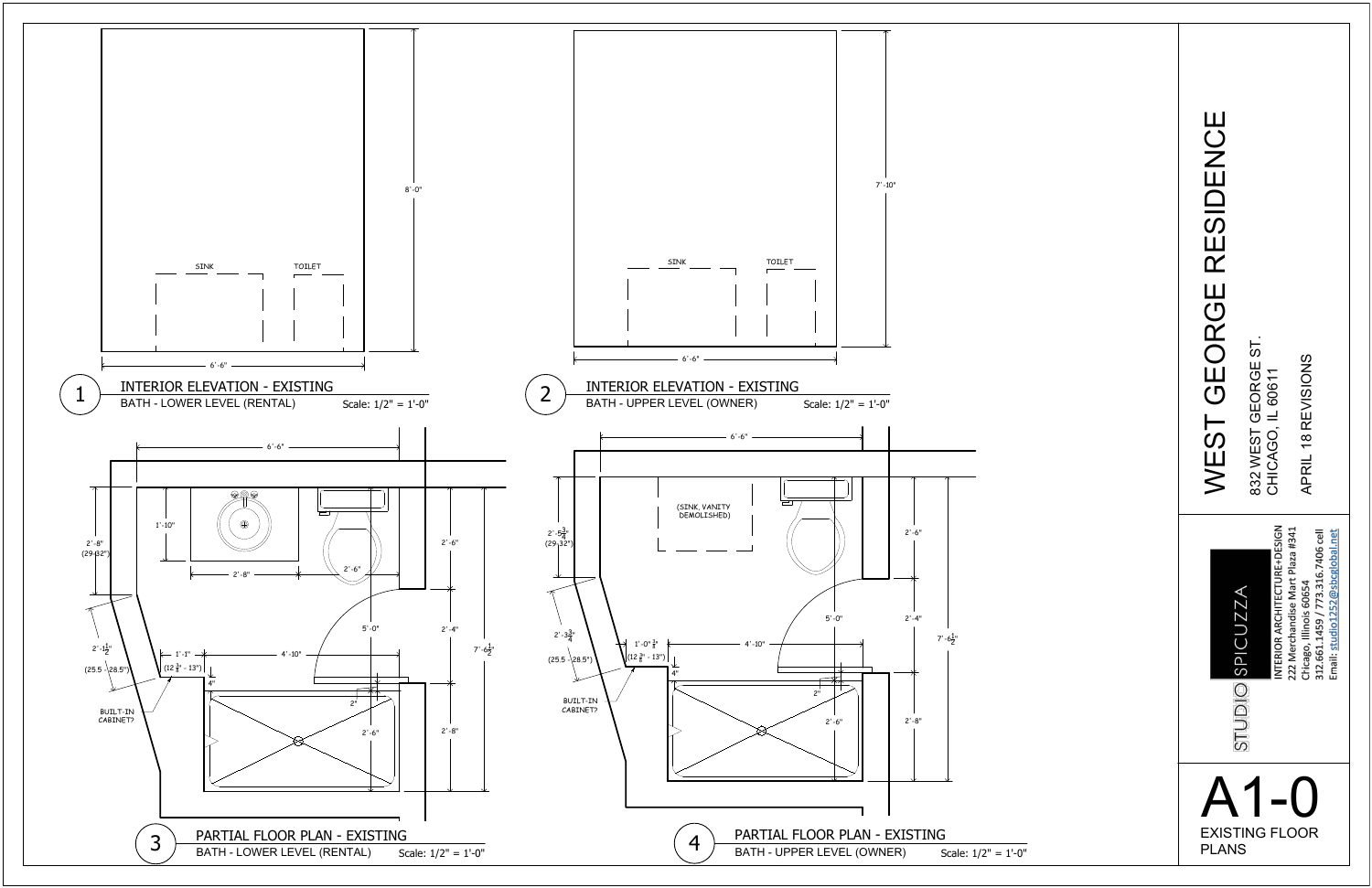# WEST GEORGE RESIDENCE

832 WEST GEORGE ST.
CHICAGO, IL 60611

APRIL 18 REVISIONS

STUDIO SPICUZZA

INTERIOR ARCHITECTURE+DESIGN
222 Merchandise Mart Plaza #341
Chicago, Illinois 60654
312.661.1459 / 773.316.7406 cell
Email: studio1252@sbcglobal.net

# A1-0

EXISTING FLOOR PLANS

---

## 1 INTERIOR ELEVATION - EXISTING

BATH - LOWER LEVEL (RENTAL) Scale: 1/2" = 1'-0"

SINK
TOILET
8'-0"
6'-6"

## 2 INTERIOR ELEVATION - EXISTING

BATH - UPPER LEVEL (OWNER) Scale: 1/2" = 1'-0"

SINK
TOILET
7'-10"
6'-6"

## 3 PARTIAL FLOOR PLAN - EXISTING

BATH - LOWER LEVEL (RENTAL) Scale: 1/2" = 1'-0"

6'-6"
2'-8" (29-32")
1'-10"
2'-8"
2'-6"
2'-6"
2'-1½" (25.5 - 28.5")
1'-1" (12 ¾" - 13")
4'-10"
5'-0"
2'-4"
7'-6½"
4"
2"
2'-6"
2'-8"
BUILT-IN CABINET?

## 4 PARTIAL FLOOR PLAN - EXISTING

BATH - UPPER LEVEL (OWNER) Scale: 1/2" = 1'-0"

6'-6"
(SINK, VANITY DEMOLISHED)
2'-5¾" (29-32")
2'-6"
2'-3¾" (25.5 - 28.5")
1'-0" ¾" (12 ¾" - 13")
4'-10"
5'-0"
2'-4"
7'-6½"
4"
2"
2'-6"
2'-8"
BUILT-IN CABINET?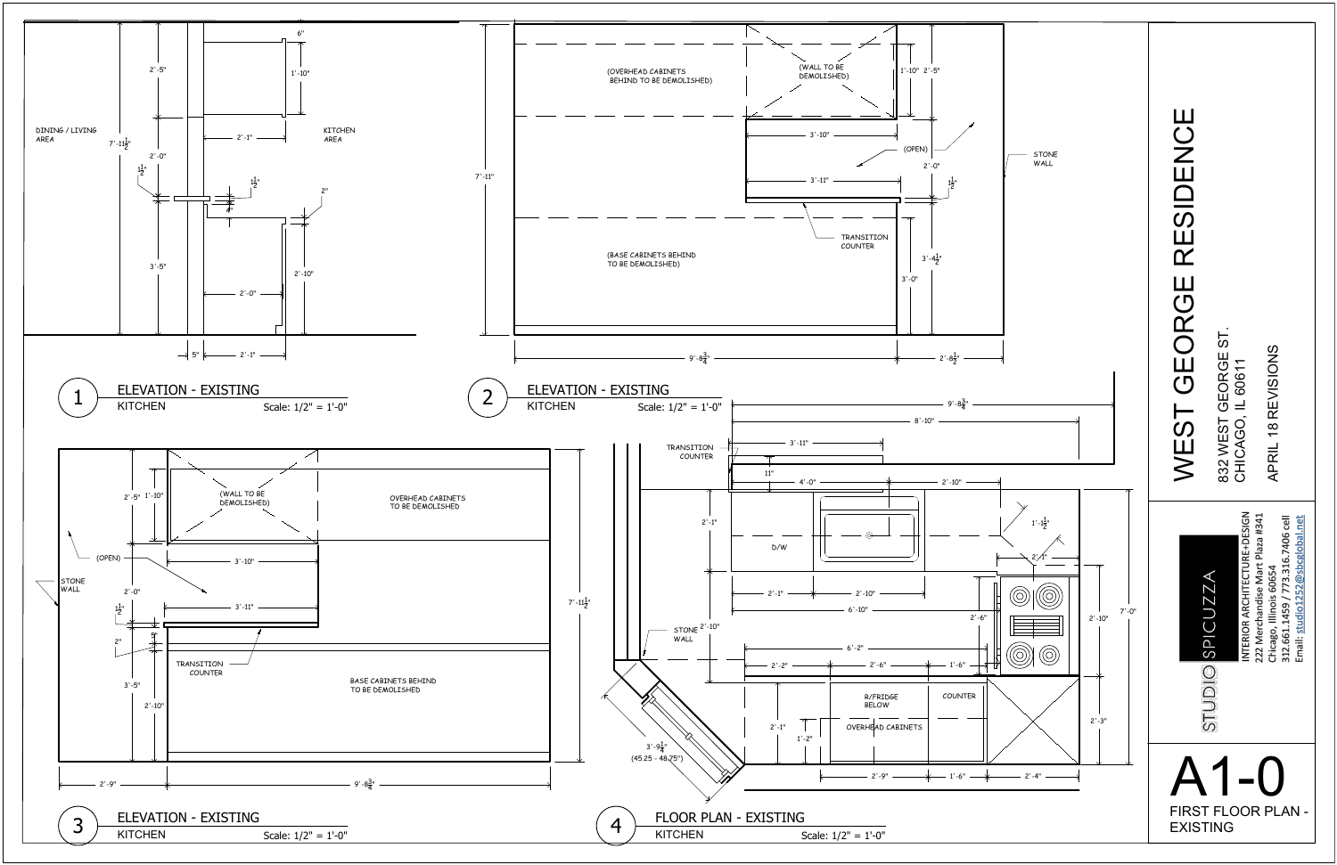DINING / LIVING AREA

KITCHEN AREA

2'-5"

6"

1'-10"

7'-11½"

2'-1"

2'-0"

1½"

1½"

2"

4"

3'-5"

2'-10"

2'-0"

5"

2'-1"

1 ELEVATION - EXISTING
KITCHEN Scale: 1/2" = 1'-0"

(OVERHEAD CABINETS BEHIND TO BE DEMOLISHED)

(WALL TO BE DEMOLISHED)

1'-10" 2'-5"

7'-11"

3'-10"

(OPEN)

STONE WALL

2'-0"

3'-11"

1½"

TRANSITION COUNTER

(BASE CABINETS BEHIND TO BE DEMOLISHED)

3'-4½"

3'-0"

9'-8¾"

2'-8½"

2 ELEVATION - EXISTING
KITCHEN Scale: 1/2" = 1'-0"

2'-5" 1'-10"

(WALL TO BE DEMOLISHED)

OVERHEAD CABINETS TO BE DEMOLISHED

(OPEN)

3'-10"

STONE WALL

2'-0"

7'-11½"

1½"

3'-11"

2"

4"

TRANSITION COUNTER

BASE CABINETS BEHIND TO BE DEMOLISHED

3'-5"

2'-10"

2'-9"

9'-8¾"

3 ELEVATION - EXISTING
KITCHEN Scale: 1/2" = 1'-0"

9'-8¾"

8'-10"

TRANSITION COUNTER

3'-11"

11"

4'-0"

2'-10"

2'-1"

1'-1½"

D/W

2'-1"

2'-1"

2'-10"

6'-10"

2'-6"

2'-10"

7'-0"

STONE WALL

2'-10"

6'-2"

2'-2"

2'-6"

1'-6"

R/FRIDGE BELOW

COUNTER

2'-1"

1'-2"

OVERHEAD CABINETS

2'-3"

3'-9½"
(45.25 - 48.75")

2'-9"

1'-6"

2'-4"

4 FLOOR PLAN - EXISTING
KITCHEN Scale: 1/2" = 1'-0"

# WEST GEORGE RESIDENCE

832 WEST GEORGE ST.
CHICAGO, IL 60611

APRIL 18 REVISIONS

STUDIO SPICUZZA

INTERIOR ARCHITECTURE+DESIGN
222 Merchandise Mart Plaza #341
Chicago, Illinois 60654
312.661.1459 / 773.316.7406 cell
Email: studio1252@sbcglobal.net

# A1-0

FIRST FLOOR PLAN - EXISTING